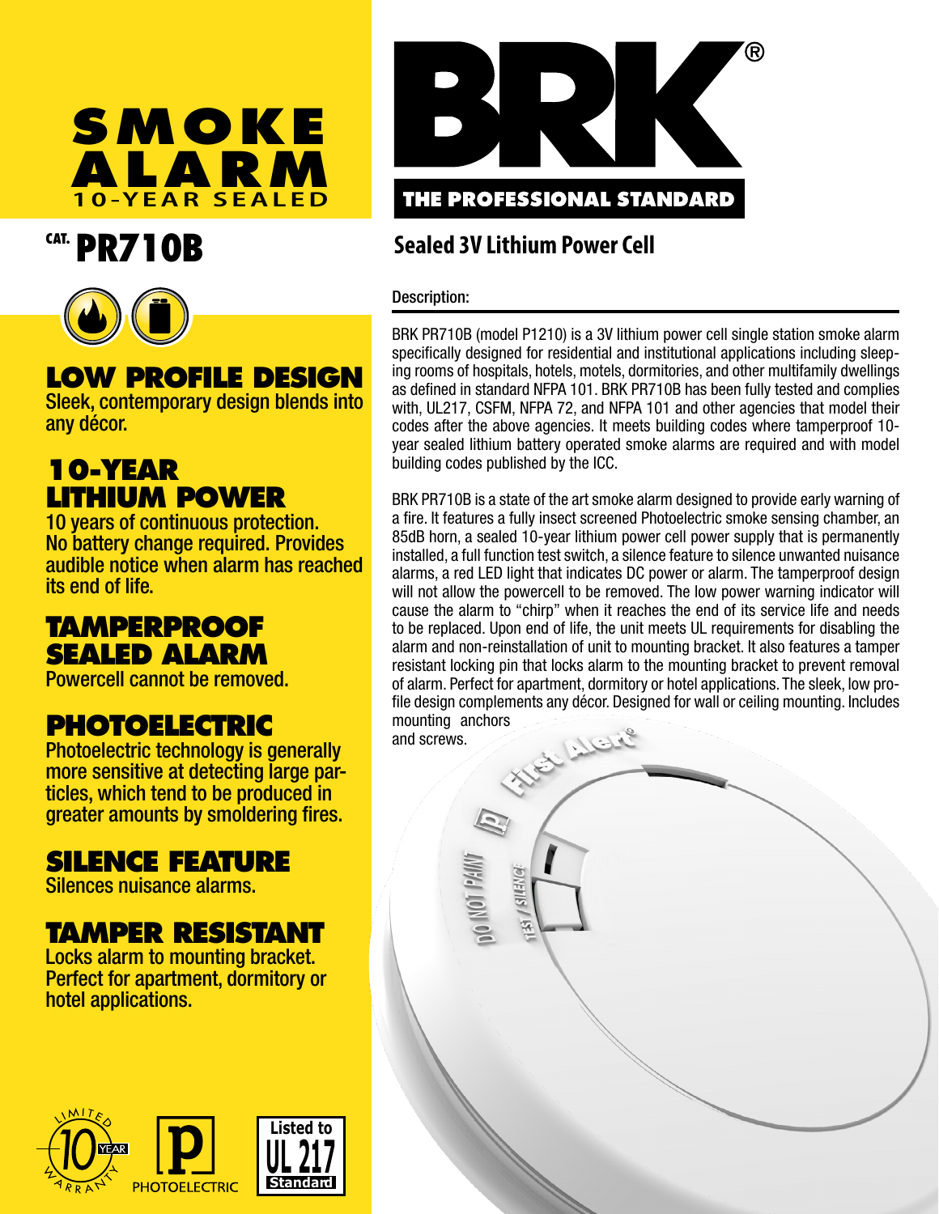# SMOKE ALARM

10-YEAR SEALED

## CAT. PR710B

### LOW PROFILE DESIGN

Sleek, contemporary design blends into any décor.

### 10-YEAR LITHIUM POWER

10 years of continuous protection. No battery change required. Provides audible notice when alarm has reached its end of life.

### TAMPERPROOF SEALED ALARM

Powercell cannot be removed.

### PHOTOELECTRIC

Photoelectric technology is generally more sensitive at detecting large particles, which tend to be produced in greater amounts by smoldering fires.

### SILENCE FEATURE

Silences nuisance alarms.

### TAMPER RESISTANT

Locks alarm to mounting bracket. Perfect for apartment, dormitory or hotel applications.

LIMITED 10 YEAR WARRANTY

PHOTOELECTRIC

Listed to UL 217 Standard

# BRK®

THE PROFESSIONAL STANDARD

## Sealed 3V Lithium Power Cell

Description:

BRK PR710B (model P1210) is a 3V lithium power cell single station smoke alarm specifically designed for residential and institutional applications including sleeping rooms of hospitals, hotels, motels, dormitories, and other multifamily dwellings as defined in standard NFPA 101. BRK PR710B has been fully tested and complies with, UL217, CSFM, NFPA 72, and NFPA 101 and other agencies that model their codes after the above agencies. It meets building codes where tamperproof 10-year sealed lithium battery operated smoke alarms are required and with model building codes published by the ICC.

BRK PR710B is a state of the art smoke alarm designed to provide early warning of a fire. It features a fully insect screened Photoelectric smoke sensing chamber, an 85dB horn, a sealed 10-year lithium power cell power supply that is permanently installed, a full function test switch, a silence feature to silence unwanted nuisance alarms, a red LED light that indicates DC power or alarm. The tamperproof design will not allow the powercell to be removed. The low power warning indicator will cause the alarm to "chirp" when it reaches the end of its service life and needs to be replaced. Upon end of life, the unit meets UL requirements for disabling the alarm and non-reinstallation of unit to mounting bracket. It also features a tamper resistant locking pin that locks alarm to the mounting bracket to prevent removal of alarm. Perfect for apartment, dormitory or hotel applications. The sleek, low profile design complements any décor. Designed for wall or ceiling mounting. Includes mounting anchors and screws.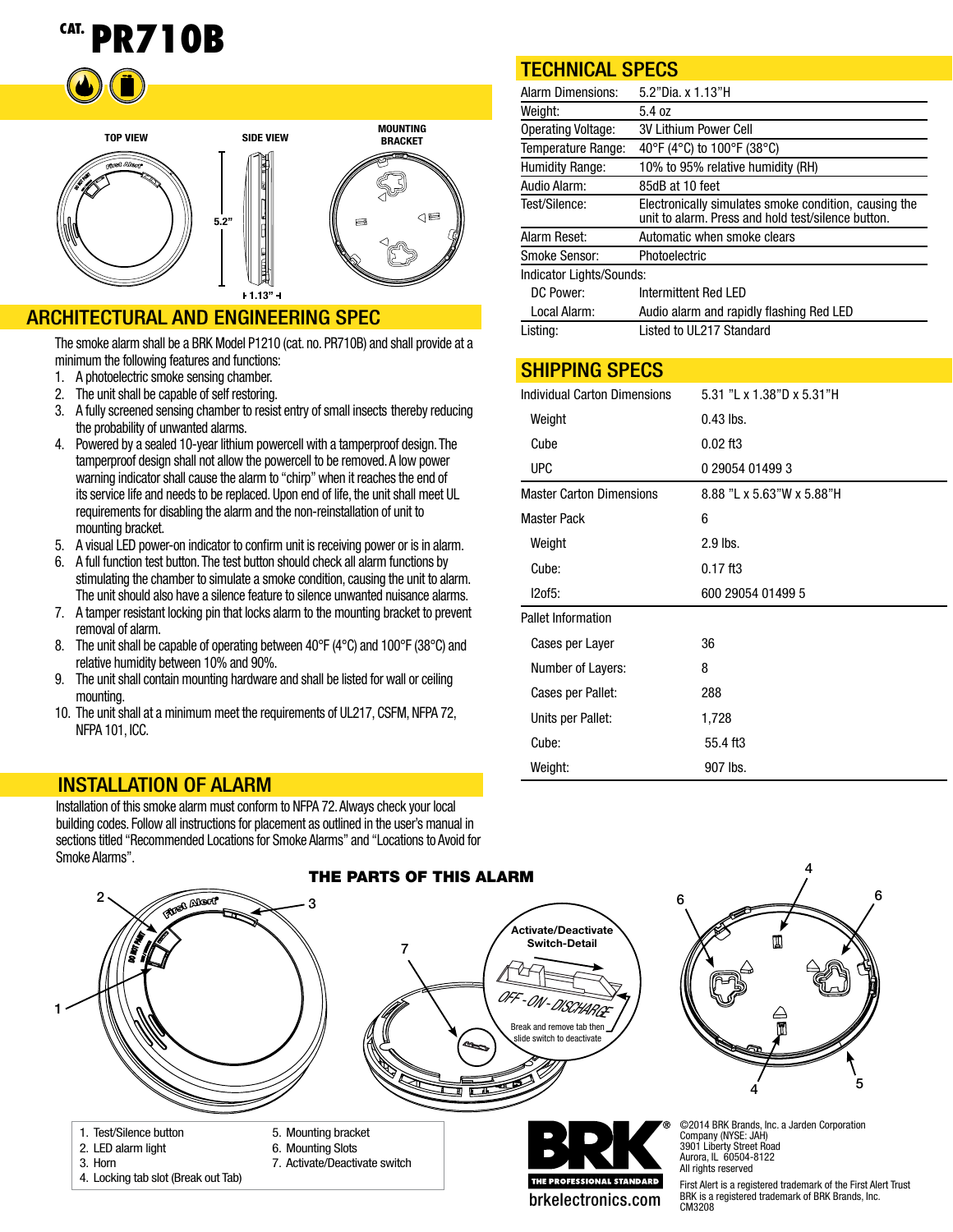# CAT. PR710B

TOP VIEW

SIDE VIEW

MOUNTING BRACKET

5.2"

1.13"

## ARCHITECTURAL AND ENGINEERING SPEC

The smoke alarm shall be a BRK Model P1210 (cat. no. PR710B) and shall provide at a minimum the following features and functions:

1. A photoelectric smoke sensing chamber.
2. The unit shall be capable of self restoring.
3. A fully screened sensing chamber to resist entry of small insects thereby reducing the probability of unwanted alarms.
4. Powered by a sealed 10-year lithium powercell with a tamperproof design. The tamperproof design shall not allow the powercell to be removed. A low power warning indicator shall cause the alarm to "chirp" when it reaches the end of its service life and needs to be replaced. Upon end of life, the unit shall meet UL requirements for disabling the alarm and the non-reinstallation of unit to mounting bracket.
5. A visual LED power-on indicator to confirm unit is receiving power or is in alarm.
6. A full function test button. The test button should check all alarm functions by stimulating the chamber to simulate a smoke condition, causing the unit to alarm. The unit should also have a silence feature to silence unwanted nuisance alarms.
7. A tamper resistant locking pin that locks alarm to the mounting bracket to prevent removal of alarm.
8. The unit shall be capable of operating between 40°F (4°C) and 100°F (38°C) and relative humidity between 10% and 90%.
9. The unit shall contain mounting hardware and shall be listed for wall or ceiling mounting.
10. The unit shall at a minimum meet the requirements of UL217, CSFM, NFPA 72, NFPA 101, ICC.

## INSTALLATION OF ALARM

Installation of this smoke alarm must conform to NFPA 72. Always check your local building codes. Follow all instructions for placement as outlined in the user's manual in sections titled "Recommended Locations for Smoke Alarms" and "Locations to Avoid for Smoke Alarms".

## TECHNICAL SPECS

| | |
|---|---|
| Alarm Dimensions: | 5.2"Dia. x 1.13"H |
| Weight: | 5.4 oz |
| Operating Voltage: | 3V Lithium Power Cell |
| Temperature Range: | 40°F (4°C) to 100°F (38°C) |
| Humidity Range: | 10% to 95% relative humidity (RH) |
| Audio Alarm: | 85dB at 10 feet |
| Test/Silence: | Electronically simulates smoke condition, causing the unit to alarm. Press and hold test/silence button. |
| Alarm Reset: | Automatic when smoke clears |
| Smoke Sensor: | Photoelectric |
| Indicator Lights/Sounds: | |
| DC Power: | Intermittent Red LED |
| Local Alarm: | Audio alarm and rapidly flashing Red LED |
| Listing: | Listed to UL217 Standard |

## SHIPPING SPECS

| | |
|---|---|
| Individual Carton Dimensions | 5.31 "L x 1.38"D x 5.31"H |
| Weight | 0.43 lbs. |
| Cube | 0.02 ft3 |
| UPC | 0 29054 01499 3 |
| Master Carton Dimensions | 8.88 "L x 5.63"W x 5.88"H |
| Master Pack | 6 |
| Weight | 2.9 lbs. |
| Cube: | 0.17 ft3 |
| I2of5: | 600 29054 01499 5 |
| Pallet Information | |
| Cases per Layer | 36 |
| Number of Layers: | 8 |
| Cases per Pallet: | 288 |
| Units per Pallet: | 1,728 |
| Cube: | 55.4 ft3 |
| Weight: | 907 lbs. |

### THE PARTS OF THIS ALARM

Activate/Deactivate Switch-Detail

OFF - ON - DISCHARGE

Break and remove tab then slide switch to deactivate

1. Test/Silence button
2. LED alarm light
3. Horn
4. Locking tab slot (Break out Tab)
5. Mounting bracket
6. Mounting Slots
7. Activate/Deactivate switch

BRK® THE PROFESSIONAL STANDARD

brkelectronics.com

©2014 BRK Brands, Inc. a Jarden Corporation Company (NYSE: JAH)
3901 Liberty Street Road
Aurora, IL 60504-8122
All rights reserved

First Alert is a registered trademark of the First Alert Trust
BRK is a registered trademark of BRK Brands, Inc.
CM3208